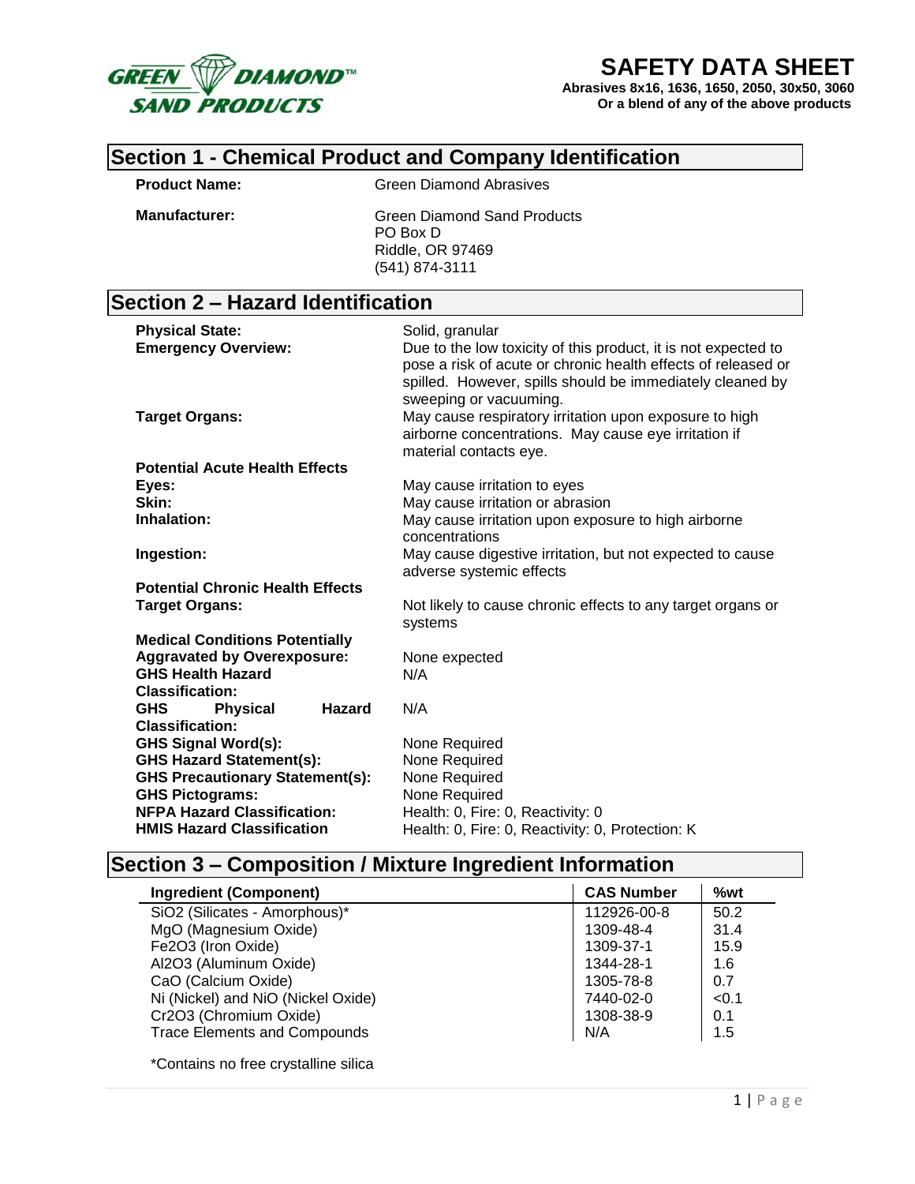GREEN DIAMOND™ SAND PRODUCTS

# SAFETY DATA SHEET

**Abrasives 8x16, 1636, 1650, 2050, 30x50, 3060**
**Or a blend of any of the above products**

## Section 1 - Chemical Product and Company Identification

**Product Name:** Green Diamond Abrasives

**Manufacturer:** Green Diamond Sand Products
PO Box D
Riddle, OR 97469
(541) 874-3111

## Section 2 – Hazard Identification

**Physical State:** Solid, granular

**Emergency Overview:** Due to the low toxicity of this product, it is not expected to pose a risk of acute or chronic health effects of released or spilled. However, spills should be immediately cleaned by sweeping or vacuuming.

**Target Organs:** May cause respiratory irritation upon exposure to high airborne concentrations. May cause eye irritation if material contacts eye.

**Potential Acute Health Effects**

**Eyes:** May cause irritation to eyes

**Skin:** May cause irritation or abrasion

**Inhalation:** May cause irritation upon exposure to high airborne concentrations

**Ingestion:** May cause digestive irritation, but not expected to cause adverse systemic effects

**Potential Chronic Health Effects**

**Target Organs:** Not likely to cause chronic effects to any target organs or systems

**Medical Conditions Potentially Aggravated by Overexposure:** None expected

**GHS Health Hazard Classification:** N/A

**GHS Physical Hazard Classification:** N/A

**GHS Signal Word(s):** None Required

**GHS Hazard Statement(s):** None Required

**GHS Precautionary Statement(s):** None Required

**GHS Pictograms:** None Required

**NFPA Hazard Classification:** Health: 0, Fire: 0, Reactivity: 0

**HMIS Hazard Classification** Health: 0, Fire: 0, Reactivity: 0, Protection: K

## Section 3 – Composition / Mixture Ingredient Information

| Ingredient (Component) | CAS Number | %wt |
|---|---|---|
| $SiO_2$ (Silicates - Amorphous)* | 112926-00-8 | 50.2 |
| MgO (Magnesium Oxide) | 1309-48-4 | 31.4 |
| $Fe_2O_3$ (Iron Oxide) | 1309-37-1 | 15.9 |
| $Al_2O_3$ (Aluminum Oxide) | 1344-28-1 | 1.6 |
| CaO (Calcium Oxide) | 1305-78-8 | 0.7 |
| Ni (Nickel) and NiO (Nickel Oxide) | 7440-02-0 | <0.1 |
| $Cr_2O_3$ (Chromium Oxide) | 1308-38-9 | 0.1 |
| Trace Elements and Compounds | N/A | 1.5 |

*Contains no free crystalline silica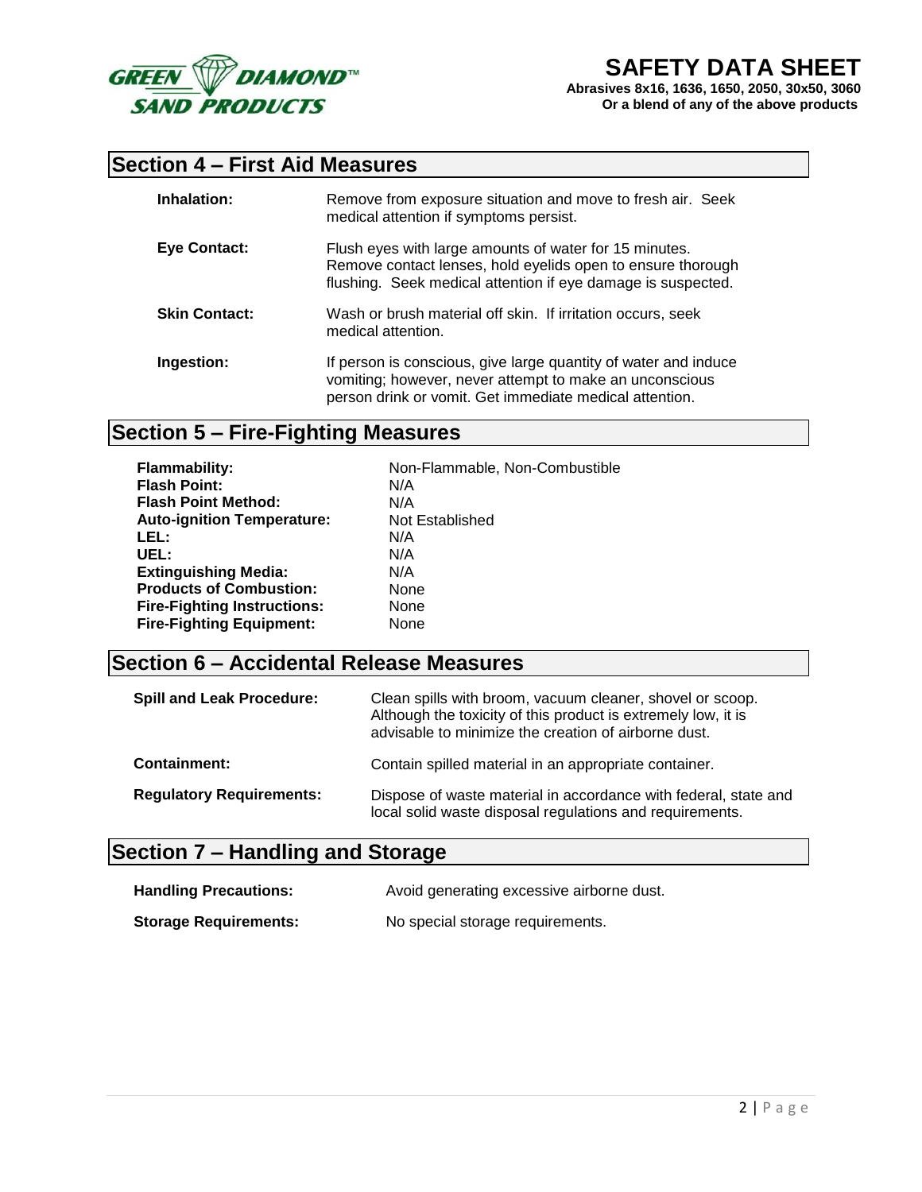## Section 4 – First Aid Measures

| | |
|---|---|
| **Inhalation:** | Remove from exposure situation and move to fresh air. Seek medical attention if symptoms persist. |
| **Eye Contact:** | Flush eyes with large amounts of water for 15 minutes. Remove contact lenses, hold eyelids open to ensure thorough flushing. Seek medical attention if eye damage is suspected. |
| **Skin Contact:** | Wash or brush material off skin. If irritation occurs, seek medical attention. |
| **Ingestion:** | If person is conscious, give large quantity of water and induce vomiting; however, never attempt to make an unconscious person drink or vomit. Get immediate medical attention. |

## Section 5 – Fire-Fighting Measures

| | |
|---|---|
| **Flammability:** | Non-Flammable, Non-Combustible |
| **Flash Point:** | N/A |
| **Flash Point Method:** | N/A |
| **Auto-ignition Temperature:** | Not Established |
| **LEL:** | N/A |
| **UEL:** | N/A |
| **Extinguishing Media:** | N/A |
| **Products of Combustion:** | None |
| **Fire-Fighting Instructions:** | None |
| **Fire-Fighting Equipment:** | None |

## Section 6 – Accidental Release Measures

| | |
|---|---|
| **Spill and Leak Procedure:** | Clean spills with broom, vacuum cleaner, shovel or scoop. Although the toxicity of this product is extremely low, it is advisable to minimize the creation of airborne dust. |
| **Containment:** | Contain spilled material in an appropriate container. |
| **Regulatory Requirements:** | Dispose of waste material in accordance with federal, state and local solid waste disposal regulations and requirements. |

## Section 7 – Handling and Storage

| | |
|---|---|
| **Handling Precautions:** | Avoid generating excessive airborne dust. |
| **Storage Requirements:** | No special storage requirements. |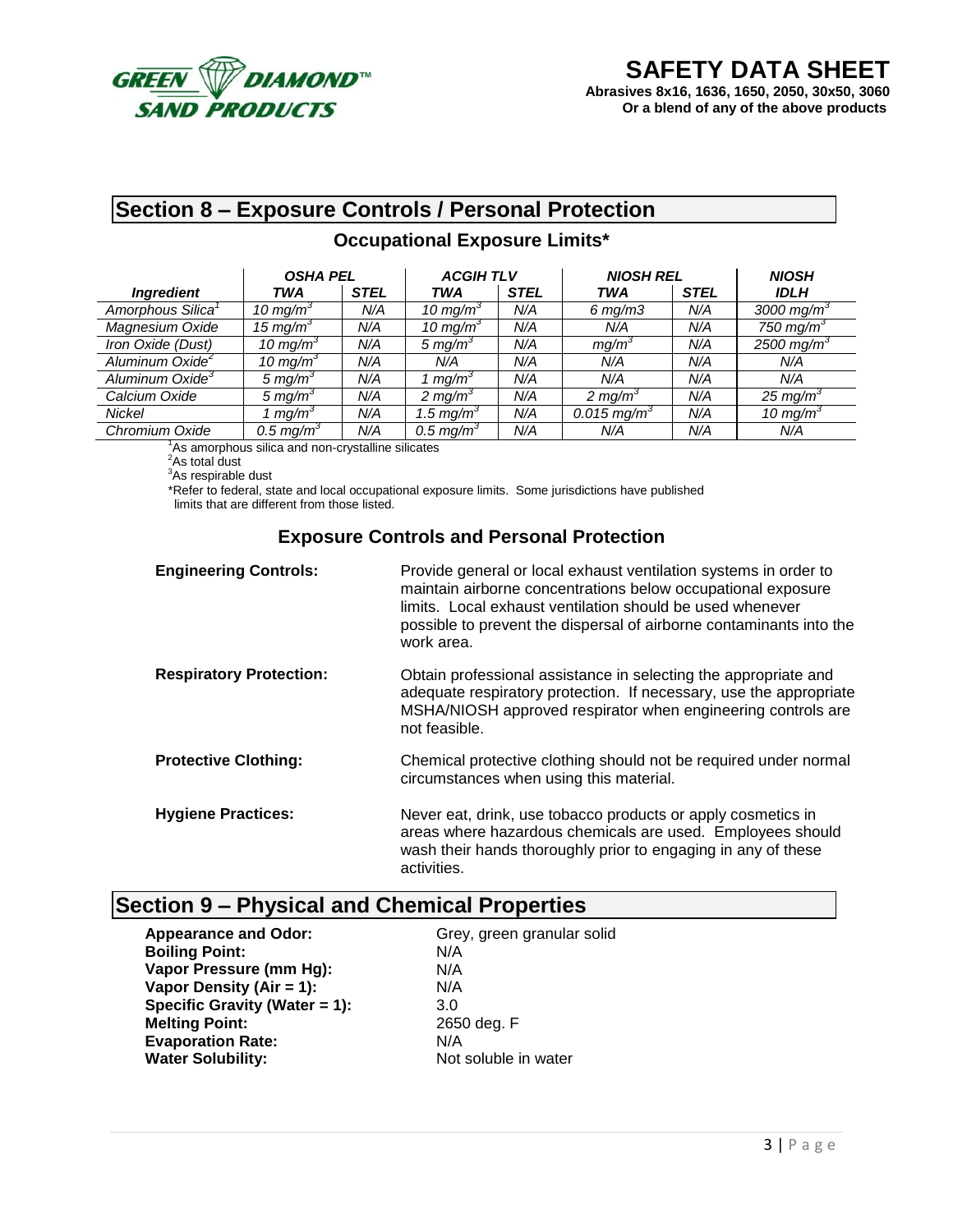## Section 8 – Exposure Controls / Personal Protection

### Occupational Exposure Limits*

| | OSHA PEL | | ACGIH TLV | | NIOSH REL | | NIOSH |
|---|---|---|---|---|---|---|---|
| ***Ingredient*** | ***TWA*** | ***STEL*** | ***TWA*** | ***STEL*** | ***TWA*** | ***STEL*** | ***IDLH*** |
| *Amorphous Silica*[1] | *10 mg/m*$^3$ | *N/A* | *10 mg/m*$^3$ | *N/A* | *6 mg/m3* | *N/A* | *3000 mg/m*$^3$ |
| *Magnesium Oxide* | *15 mg/m*$^3$ | *N/A* | *10 mg/m*$^3$ | *N/A* | *N/A* | *N/A* | *750 mg/m*$^3$ |
| *Iron Oxide (Dust)* | *10 mg/m*$^3$ | *N/A* | *5 mg/m*$^3$ | *N/A* | *mg/m*$^3$ | *N/A* | *2500 mg/m*$^3$ |
| *Aluminum Oxide*[2] | *10 mg/m*$^3$ | *N/A* | *N/A* | *N/A* | *N/A* | *N/A* | *N/A* |
| *Aluminum Oxide*[3] | *5 mg/m*$^3$ | *N/A* | *1 mg/m*$^3$ | *N/A* | *N/A* | *N/A* | *N/A* |
| *Calcium Oxide* | *5 mg/m*$^3$ | *N/A* | *2 mg/m*$^3$ | *N/A* | *2 mg/m*$^3$ | *N/A* | *25 mg/m*$^3$ |
| *Nickel* | *1 mg/m*$^3$ | *N/A* | *1.5 mg/m*$^3$ | *N/A* | *0.015 mg/m*$^3$ | *N/A* | *10 mg/m*$^3$ |
| *Chromium Oxide* | *0.5 mg/m*$^3$ | *N/A* | *0.5 mg/m*$^3$ | *N/A* | *N/A* | *N/A* | *N/A* |

[1]As amorphous silica and non-crystalline silicates
[2]As total dust
[3]As respirable dust
*Refer to federal, state and local occupational exposure limits. Some jurisdictions have published limits that are different from those listed.

### Exposure Controls and Personal Protection

**Engineering Controls:** Provide general or local exhaust ventilation systems in order to maintain airborne concentrations below occupational exposure limits. Local exhaust ventilation should be used whenever possible to prevent the dispersal of airborne contaminants into the work area.

**Respiratory Protection:** Obtain professional assistance in selecting the appropriate and adequate respiratory protection. If necessary, use the appropriate MSHA/NIOSH approved respirator when engineering controls are not feasible.

**Protective Clothing:** Chemical protective clothing should not be required under normal circumstances when using this material.

**Hygiene Practices:** Never eat, drink, use tobacco products or apply cosmetics in areas where hazardous chemicals are used. Employees should wash their hands thoroughly prior to engaging in any of these activities.

## Section 9 – Physical and Chemical Properties

**Appearance and Odor:** Grey, green granular solid
**Boiling Point:** N/A
**Vapor Pressure (mm Hg):** N/A
**Vapor Density (Air = 1):** N/A
**Specific Gravity (Water = 1):** 3.0
**Melting Point:** 2650 deg. F
**Evaporation Rate:** N/A
**Water Solubility:** Not soluble in water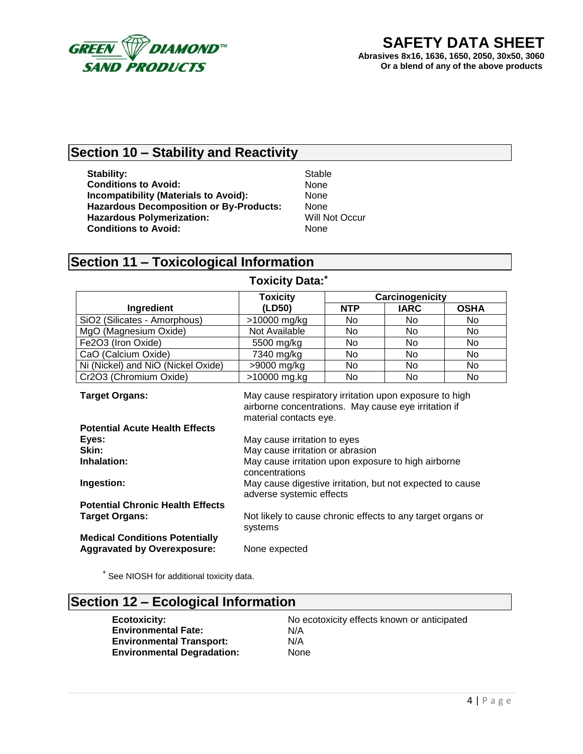# Section 10 – Stability and Reactivity

**Stability:** Stable
**Conditions to Avoid:** None
**Incompatibility (Materials to Avoid):** None
**Hazardous Decomposition or By-Products:** None
**Hazardous Polymerization:** Will Not Occur
**Conditions to Avoid:** None

# Section 11 – Toxicological Information

## Toxicity Data:*

| Ingredient | Toxicity (LD50) | Carcinogenicity | | |
|---|---|---|---|---|
| | | NTP | IARC | OSHA |
| SiO2 (Silicates - Amorphous) | >10000 mg/kg | No | No | No |
| MgO (Magnesium Oxide) | Not Available | No | No | No |
| Fe2O3 (Iron Oxide) | 5500 mg/kg | No | No | No |
| CaO (Calcium Oxide) | 7340 mg/kg | No | No | No |
| Ni (Nickel) and NiO (Nickel Oxide) | >9000 mg/kg | No | No | No |
| Cr2O3 (Chromium Oxide) | >10000 mg.kg | No | No | No |

**Target Organs:** May cause respiratory irritation upon exposure to high airborne concentrations. May cause eye irritation if material contacts eye.

**Potential Acute Health Effects**
**Eyes:** May cause irritation to eyes
**Skin:** May cause irritation or abrasion
**Inhalation:** May cause irritation upon exposure to high airborne concentrations
**Ingestion:** May cause digestive irritation, but not expected to cause adverse systemic effects

**Potential Chronic Health Effects**
**Target Organs:** Not likely to cause chronic effects to any target organs or systems

**Medical Conditions Potentially Aggravated by Overexposure:** None expected

* See NIOSH for additional toxicity data.

# Section 12 – Ecological Information

**Ecotoxicity:** No ecotoxicity effects known or anticipated
**Environmental Fate:** N/A
**Environmental Transport:** N/A
**Environmental Degradation:** None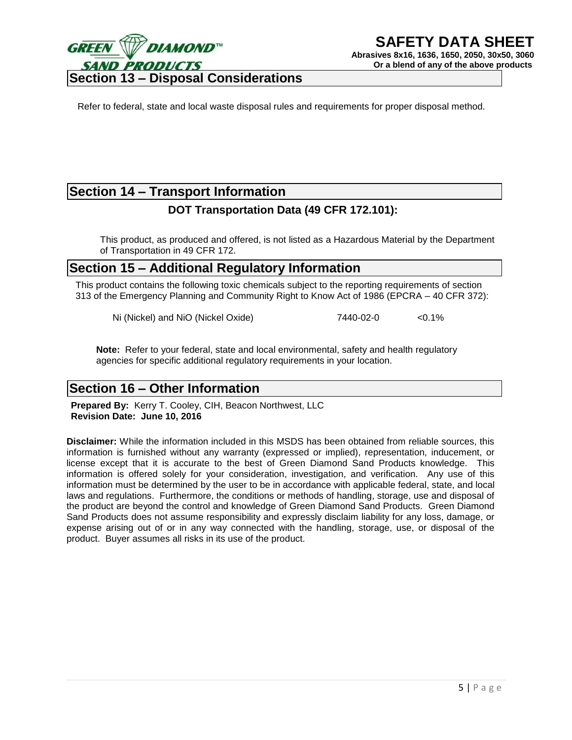## Section 13 – Disposal Considerations

Refer to federal, state and local waste disposal rules and requirements for proper disposal method.

## Section 14 – Transport Information

### DOT Transportation Data (49 CFR 172.101):

This product, as produced and offered, is not listed as a Hazardous Material by the Department of Transportation in 49 CFR 172.

## Section 15 – Additional Regulatory Information

This product contains the following toxic chemicals subject to the reporting requirements of section 313 of the Emergency Planning and Community Right to Know Act of 1986 (EPCRA – 40 CFR 372):

| | | |
|---|---|---|
| Ni (Nickel) and NiO (Nickel Oxide) | 7440-02-0 | <0.1% |

**Note:** Refer to your federal, state and local environmental, safety and health regulatory agencies for specific additional regulatory requirements in your location.

## Section 16 – Other Information

**Prepared By:** Kerry T. Cooley, CIH, Beacon Northwest, LLC
**Revision Date: June 10, 2016**

**Disclaimer:** While the information included in this MSDS has been obtained from reliable sources, this information is furnished without any warranty (expressed or implied), representation, inducement, or license except that it is accurate to the best of Green Diamond Sand Products knowledge. This information is offered solely for your consideration, investigation, and verification. Any use of this information must be determined by the user to be in accordance with applicable federal, state, and local laws and regulations. Furthermore, the conditions or methods of handling, storage, use and disposal of the product are beyond the control and knowledge of Green Diamond Sand Products. Green Diamond Sand Products does not assume responsibility and expressly disclaim liability for any loss, damage, or expense arising out of or in any way connected with the handling, storage, use, or disposal of the product. Buyer assumes all risks in its use of the product.